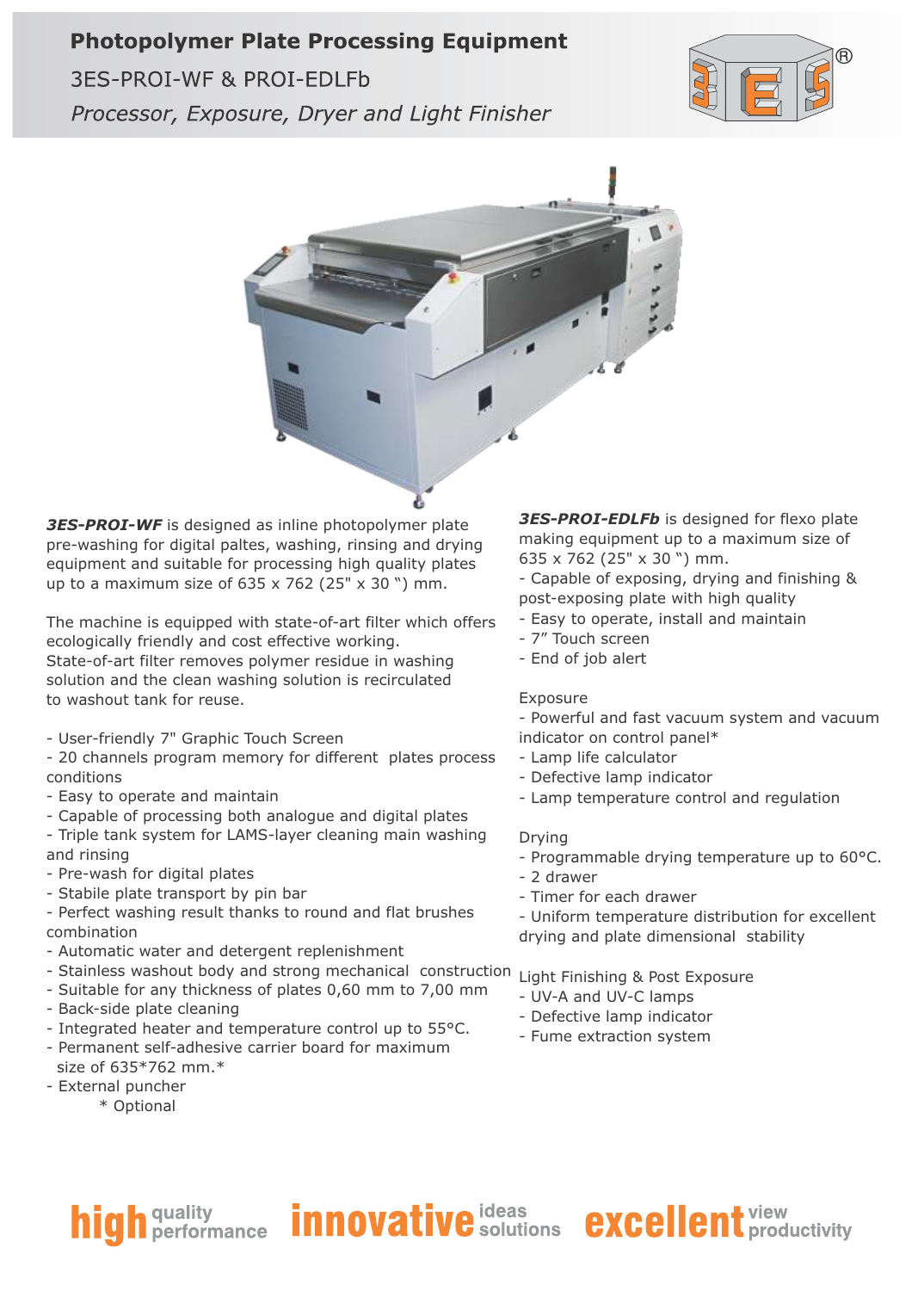# Photopolymer Plate Processing Equipment

## 3ES-PROI-WF & PROI-EDLFb

*Processor, Exposure, Dryer and Light Finisher*

***3ES-PROI-WF*** is designed as inline photopolymer plate pre-washing for digital paltes, washing, rinsing and drying equipment and suitable for processing high quality plates up to a maximum size of 635 x 762 (25" x 30 ") mm.

The machine is equipped with state-of-art filter which offers ecologically friendly and cost effective working. State-of-art filter removes polymer residue in washing solution and the clean washing solution is recirculated to washout tank for reuse.

- User-friendly 7" Graphic Touch Screen
- 20 channels program memory for different plates process conditions
- Easy to operate and maintain
- Capable of processing both analogue and digital plates
- Triple tank system for LAMS-layer cleaning main washing and rinsing
- Pre-wash for digital plates
- Stabile plate transport by pin bar
- Perfect washing result thanks to round and flat brushes combination
- Automatic water and detergent replenishment
- Stainless washout body and strong mechanical construction
- Suitable for any thickness of plates 0,60 mm to 7,00 mm
- Back-side plate cleaning
- Integrated heater and temperature control up to 55°C.
- Permanent self-adhesive carrier board for maximum size of 635*762 mm.*
- External puncher

\* Optional

***3ES-PROI-EDLFb*** is designed for flexo plate making equipment up to a maximum size of 635 x 762 (25" x 30 ") mm.

- Capable of exposing, drying and finishing & post-exposing plate with high quality
- Easy to operate, install and maintain
- 7" Touch screen
- End of job alert

Exposure

- Powerful and fast vacuum system and vacuum indicator on control panel*
- Lamp life calculator
- Defective lamp indicator
- Lamp temperature control and regulation

Drying

- Programmable drying temperature up to 60°C.
- 2 drawer
- Timer for each drawer
- Uniform temperature distribution for excellent drying and plate dimensional stability

Light Finishing & Post Exposure

- UV-A and UV-C lamps
- Defective lamp indicator
- Fume extraction system

**high** quality performance **innovative** ideas solutions **excellent** view productivity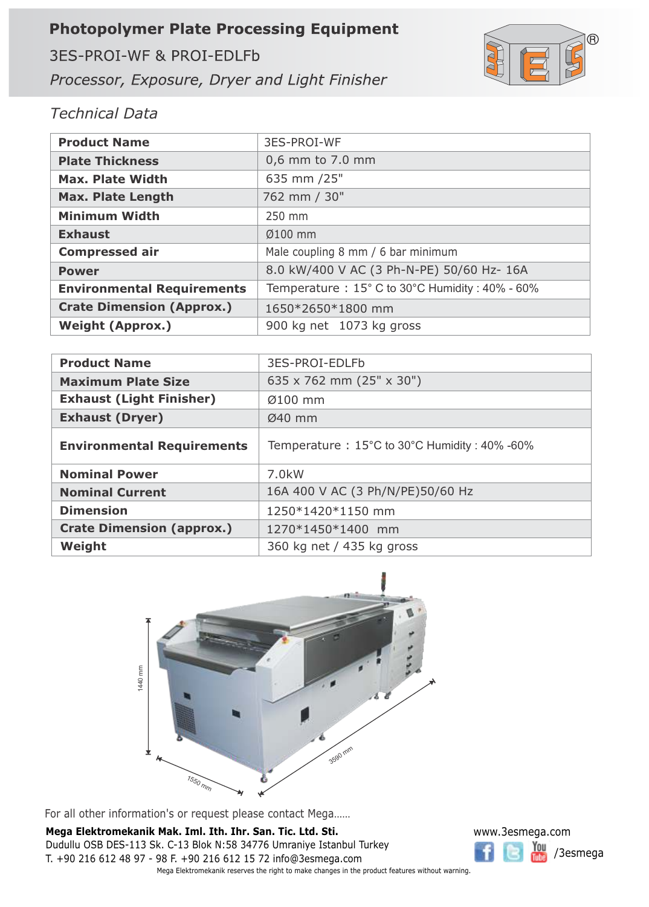# Photopolymer Plate Processing Equipment

3ES-PROI-WF & PROI-EDLFb

*Processor, Exposure, Dryer and Light Finisher*

*Technical Data*

| | |
|---|---|
| **Product Name** | 3ES-PROI-WF |
| **Plate Thickness** | 0,6 mm to 7.0 mm |
| **Max. Plate Width** | 635 mm /25" |
| **Max. Plate Length** | 762 mm / 30" |
| **Minimum Width** | 250 mm |
| **Exhaust** | Ø100 mm |
| **Compressed air** | Male coupling 8 mm / 6 bar minimum |
| **Power** | 8.0 kW/400 V AC (3 Ph-N-PE) 50/60 Hz- 16A |
| **Environmental Requirements** | Temperature : 15° C to 30°C Humidity : 40% - 60% |
| **Crate Dimension (Approx.)** | 1650*2650*1800 mm |
| **Weight (Approx.)** | 900 kg net 1073 kg gross |

| | |
|---|---|
| **Product Name** | 3ES-PROI-EDLFb |
| **Maximum Plate Size** | 635 x 762 mm (25" x 30") |
| **Exhaust (Light Finisher)** | Ø100 mm |
| **Exhaust (Dryer)** | Ø40 mm |
| **Environmental Requirements** | Temperature : 15°C to 30°C Humidity : 40% -60% |
| **Nominal Power** | 7.0kW |
| **Nominal Current** | 16A 400 V AC (3 Ph/N/PE)50/60 Hz |
| **Dimension** | 1250*1420*1150 mm |
| **Crate Dimension (approx.)** | 1270*1450*1400 mm |
| **Weight** | 360 kg net / 435 kg gross |

1440 mm

1550 mm

3590 mm

For all other information's or request please contact Mega……

**Mega Elektromekanik Mak. Iml. Ith. Ihr. San. Tic. Ltd. Sti.**
Dudullu OSB DES-113 Sk. C-13 Blok N:58 34776 Umraniye Istanbul Turkey
T. +90 216 612 48 97 - 98 F. +90 216 612 15 72 info@3esmega.com

www.3esmega.com

/3esmega

Mega Elektromekanik reserves the right to make changes in the product features without warning.